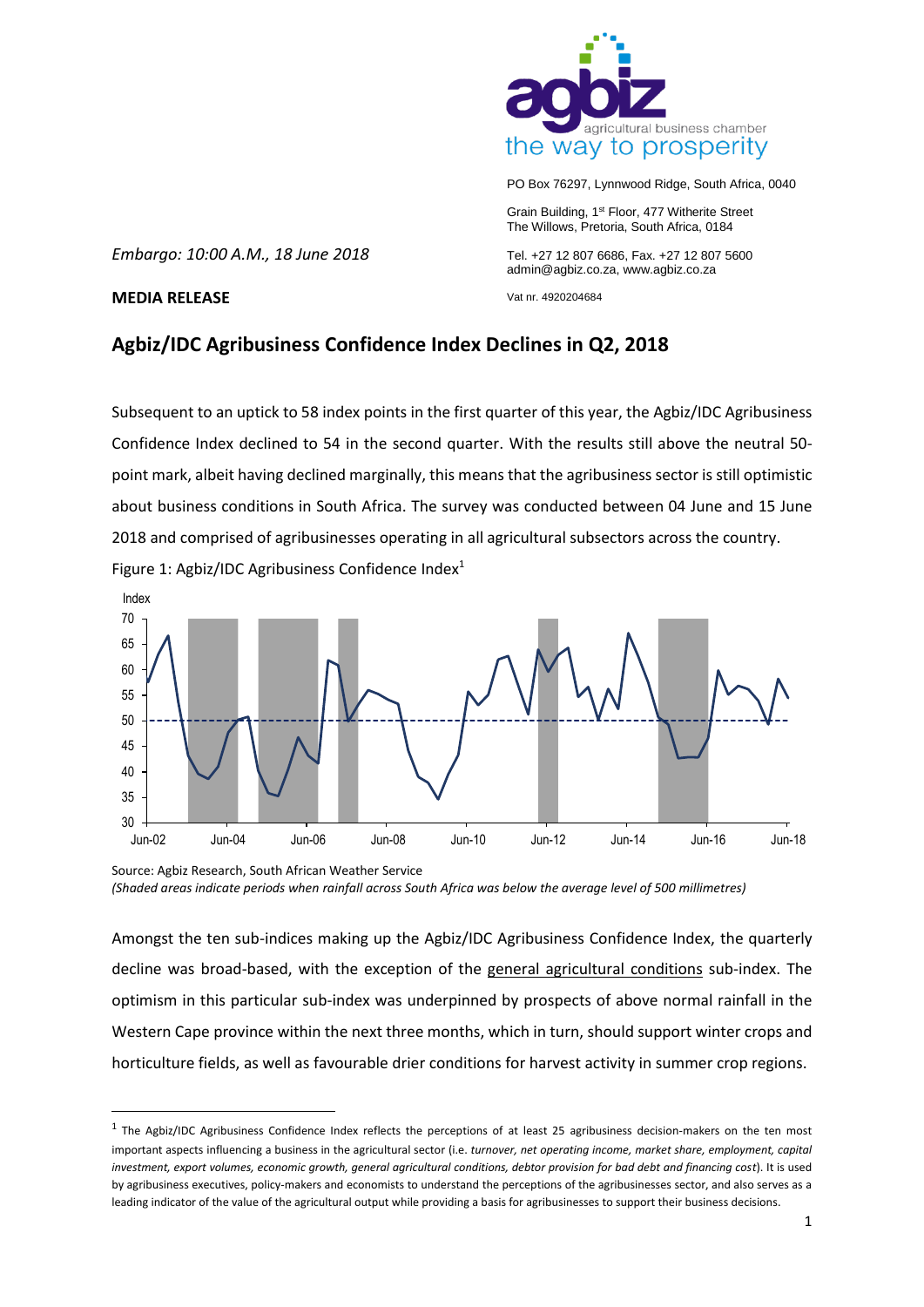PO Box 76297, Lynnwood Ridge, South Africa, 0040

Grain Building, 1st Floor, 477 Witherite Street
The Willows, Pretoria, South Africa, 0184

Tel. +27 12 807 6686, Fax. +27 12 807 5600
admin@agbiz.co.za, www.agbiz.co.za

Vat nr. 4920204684

*Embargo: 10:00 A.M., 18 June 2018*

**MEDIA RELEASE**

## Agbiz/IDC Agribusiness Confidence Index Declines in Q2, 2018

Subsequent to an uptick to 58 index points in the first quarter of this year, the Agbiz/IDC Agribusiness Confidence Index declined to 54 in the second quarter. With the results still above the neutral 50-point mark, albeit having declined marginally, this means that the agribusiness sector is still optimistic about business conditions in South Africa. The survey was conducted between 04 June and 15 June 2018 and comprised of agribusinesses operating in all agricultural subsectors across the country.

Figure 1: Agbiz/IDC Agribusiness Confidence Index[1]

Source: Agbiz Research, South African Weather Service
*(Shaded areas indicate periods when rainfall across South Africa was below the average level of 500 millimetres)*

Amongst the ten sub-indices making up the Agbiz/IDC Agribusiness Confidence Index, the quarterly decline was broad-based, with the exception of the general agricultural conditions sub-index. The optimism in this particular sub-index was underpinned by prospects of above normal rainfall in the Western Cape province within the next three months, which in turn, should support winter crops and horticulture fields, as well as favourable drier conditions for harvest activity in summer crop regions.

---

[1] The Agbiz/IDC Agribusiness Confidence Index reflects the perceptions of at least 25 agribusiness decision-makers on the ten most important aspects influencing a business in the agricultural sector (i.e. *turnover, net operating income, market share, employment, capital investment, export volumes, economic growth, general agricultural conditions, debtor provision for bad debt and financing cost*). It is used by agribusiness executives, policy-makers and economists to understand the perceptions of the agribusinesses sector, and also serves as a leading indicator of the value of the agricultural output while providing a basis for agribusinesses to support their business decisions.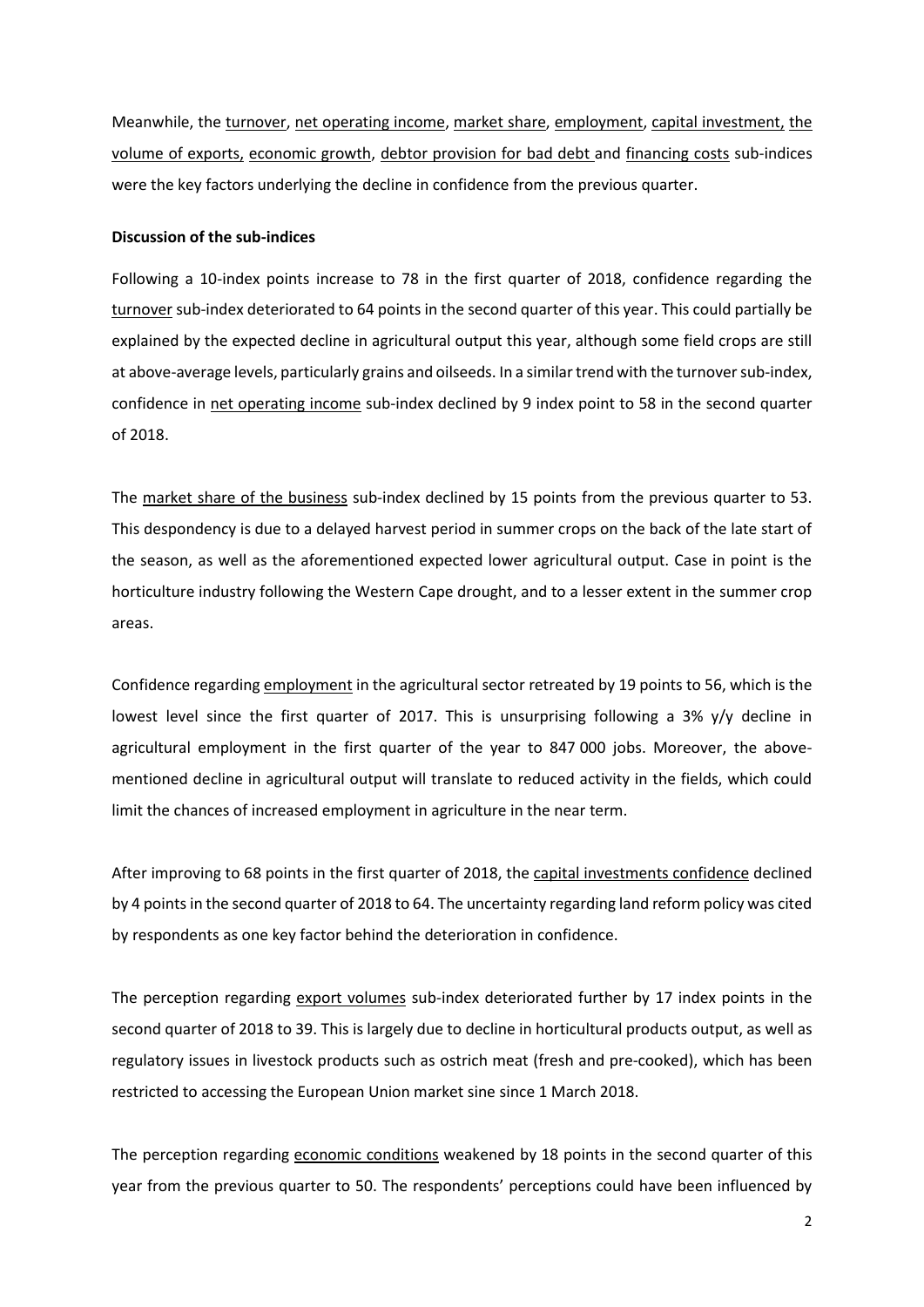Meanwhile, the turnover, net operating income, market share, employment, capital investment, the volume of exports, economic growth, debtor provision for bad debt and financing costs sub-indices were the key factors underlying the decline in confidence from the previous quarter.

**Discussion of the sub-indices**

Following a 10-index points increase to 78 in the first quarter of 2018, confidence regarding the turnover sub-index deteriorated to 64 points in the second quarter of this year. This could partially be explained by the expected decline in agricultural output this year, although some field crops are still at above-average levels, particularly grains and oilseeds. In a similar trend with the turnover sub-index, confidence in net operating income sub-index declined by 9 index point to 58 in the second quarter of 2018.

The market share of the business sub-index declined by 15 points from the previous quarter to 53. This despondency is due to a delayed harvest period in summer crops on the back of the late start of the season, as well as the aforementioned expected lower agricultural output. Case in point is the horticulture industry following the Western Cape drought, and to a lesser extent in the summer crop areas.

Confidence regarding employment in the agricultural sector retreated by 19 points to 56, which is the lowest level since the first quarter of 2017. This is unsurprising following a 3% y/y decline in agricultural employment in the first quarter of the year to 847 000 jobs. Moreover, the above-mentioned decline in agricultural output will translate to reduced activity in the fields, which could limit the chances of increased employment in agriculture in the near term.

After improving to 68 points in the first quarter of 2018, the capital investments confidence declined by 4 points in the second quarter of 2018 to 64. The uncertainty regarding land reform policy was cited by respondents as one key factor behind the deterioration in confidence.

The perception regarding export volumes sub-index deteriorated further by 17 index points in the second quarter of 2018 to 39. This is largely due to decline in horticultural products output, as well as regulatory issues in livestock products such as ostrich meat (fresh and pre-cooked), which has been restricted to accessing the European Union market sine since 1 March 2018.

The perception regarding economic conditions weakened by 18 points in the second quarter of this year from the previous quarter to 50. The respondents' perceptions could have been influenced by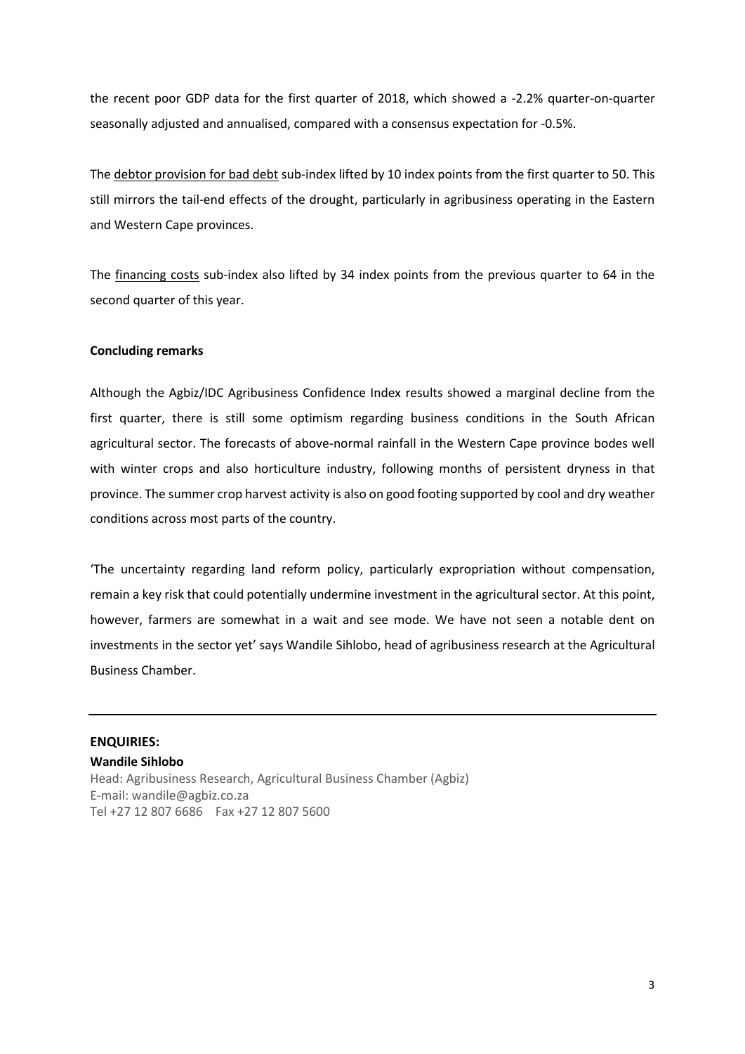the recent poor GDP data for the first quarter of 2018, which showed a -2.2% quarter-on-quarter seasonally adjusted and annualised, compared with a consensus expectation for -0.5%.

The debtor provision for bad debt sub-index lifted by 10 index points from the first quarter to 50. This still mirrors the tail-end effects of the drought, particularly in agribusiness operating in the Eastern and Western Cape provinces.

The financing costs sub-index also lifted by 34 index points from the previous quarter to 64 in the second quarter of this year.

**Concluding remarks**

Although the Agbiz/IDC Agribusiness Confidence Index results showed a marginal decline from the first quarter, there is still some optimism regarding business conditions in the South African agricultural sector. The forecasts of above-normal rainfall in the Western Cape province bodes well with winter crops and also horticulture industry, following months of persistent dryness in that province. The summer crop harvest activity is also on good footing supported by cool and dry weather conditions across most parts of the country.

'The uncertainty regarding land reform policy, particularly expropriation without compensation, remain a key risk that could potentially undermine investment in the agricultural sector. At this point, however, farmers are somewhat in a wait and see mode. We have not seen a notable dent on investments in the sector yet' says Wandile Sihlobo, head of agribusiness research at the Agricultural Business Chamber.

---

**ENQUIRIES:**

**Wandile Sihlobo**

Head: Agribusiness Research, Agricultural Business Chamber (Agbiz)
E-mail: wandile@agbiz.co.za
Tel +27 12 807 6686 Fax +27 12 807 5600